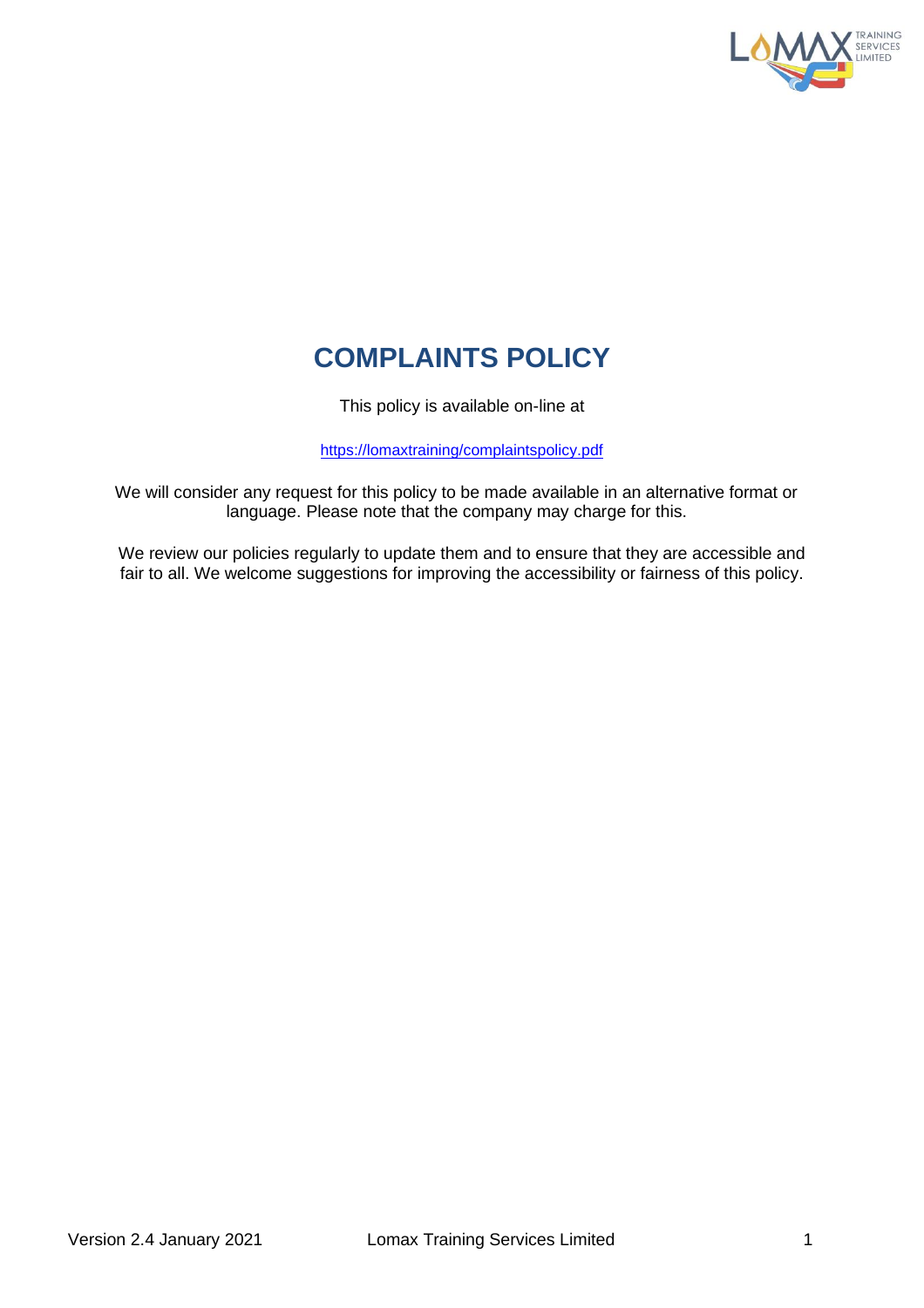# COMPLAINTS POLICY

This policy is available on-line at

https://lomaxtraining/complaintspolicy.pdf

We will consider any request for this policy to be made available in an alternative format or language. Please note that the company may charge for this.

We review our policies regularly to update them and to ensure that they are accessible and fair to all. We welcome suggestions for improving the accessibility or fairness of this policy.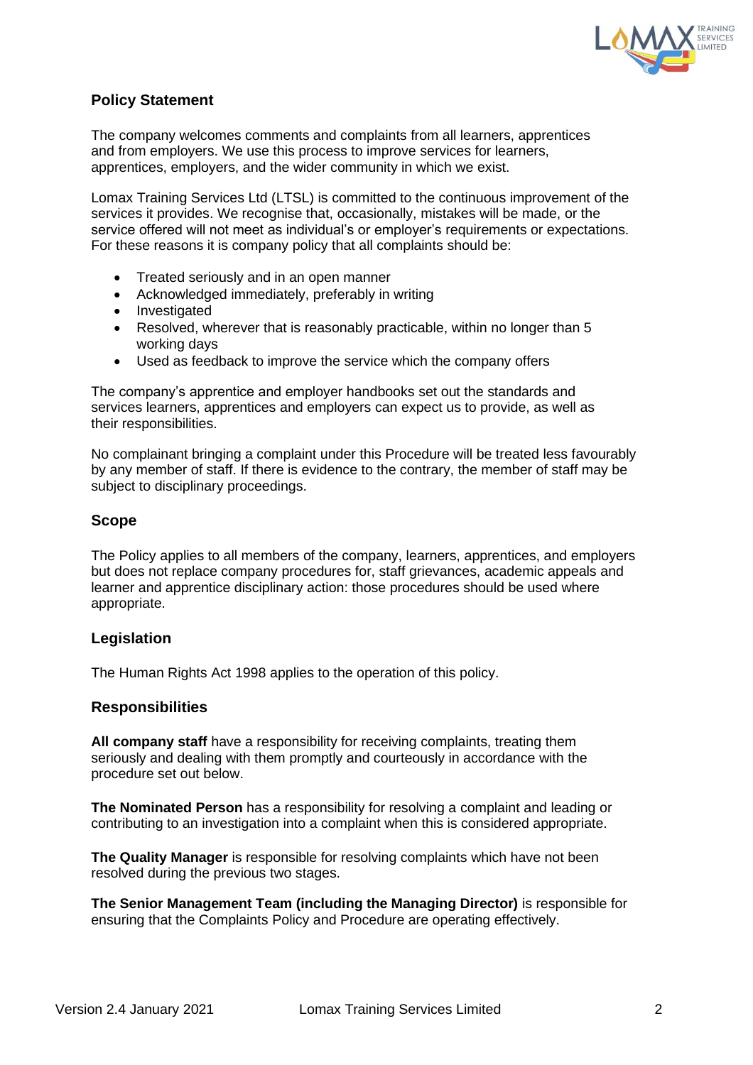## Policy Statement

The company welcomes comments and complaints from all learners, apprentices and from employers. We use this process to improve services for learners, apprentices, employers, and the wider community in which we exist.

Lomax Training Services Ltd (LTSL) is committed to the continuous improvement of the services it provides. We recognise that, occasionally, mistakes will be made, or the service offered will not meet as individual's or employer's requirements or expectations. For these reasons it is company policy that all complaints should be:

- Treated seriously and in an open manner
- Acknowledged immediately, preferably in writing
- Investigated
- Resolved, wherever that is reasonably practicable, within no longer than 5 working days
- Used as feedback to improve the service which the company offers

The company's apprentice and employer handbooks set out the standards and services learners, apprentices and employers can expect us to provide, as well as their responsibilities.

No complainant bringing a complaint under this Procedure will be treated less favourably by any member of staff. If there is evidence to the contrary, the member of staff may be subject to disciplinary proceedings.

## Scope

The Policy applies to all members of the company, learners, apprentices, and employers but does not replace company procedures for, staff grievances, academic appeals and learner and apprentice disciplinary action: those procedures should be used where appropriate.

## Legislation

The Human Rights Act 1998 applies to the operation of this policy.

## Responsibilities

**All company staff** have a responsibility for receiving complaints, treating them seriously and dealing with them promptly and courteously in accordance with the procedure set out below.

**The Nominated Person** has a responsibility for resolving a complaint and leading or contributing to an investigation into a complaint when this is considered appropriate.

**The Quality Manager** is responsible for resolving complaints which have not been resolved during the previous two stages.

**The Senior Management Team (including the Managing Director)** is responsible for ensuring that the Complaints Policy and Procedure are operating effectively.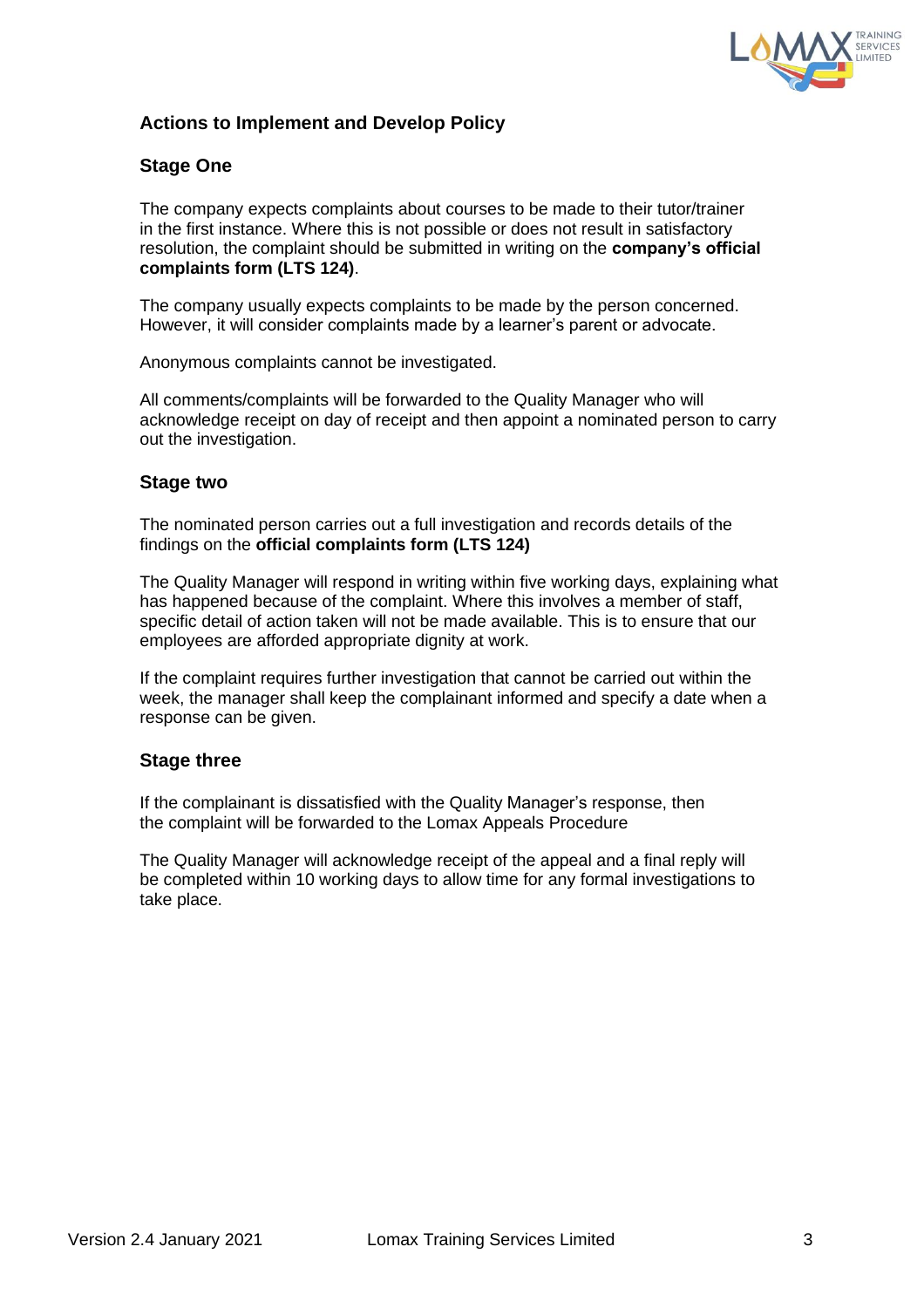## Actions to Implement and Develop Policy

### Stage One

The company expects complaints about courses to be made to their tutor/trainer in the first instance. Where this is not possible or does not result in satisfactory resolution, the complaint should be submitted in writing on the **company's official complaints form (LTS 124)**.

The company usually expects complaints to be made by the person concerned. However, it will consider complaints made by a learner's parent or advocate.

Anonymous complaints cannot be investigated.

All comments/complaints will be forwarded to the Quality Manager who will acknowledge receipt on day of receipt and then appoint a nominated person to carry out the investigation.

### Stage two

The nominated person carries out a full investigation and records details of the findings on the **official complaints form (LTS 124)**

The Quality Manager will respond in writing within five working days, explaining what has happened because of the complaint. Where this involves a member of staff, specific detail of action taken will not be made available. This is to ensure that our employees are afforded appropriate dignity at work.

If the complaint requires further investigation that cannot be carried out within the week, the manager shall keep the complainant informed and specify a date when a response can be given.

### Stage three

If the complainant is dissatisfied with the Quality Manager's response, then the complaint will be forwarded to the Lomax Appeals Procedure

The Quality Manager will acknowledge receipt of the appeal and a final reply will be completed within 10 working days to allow time for any formal investigations to take place.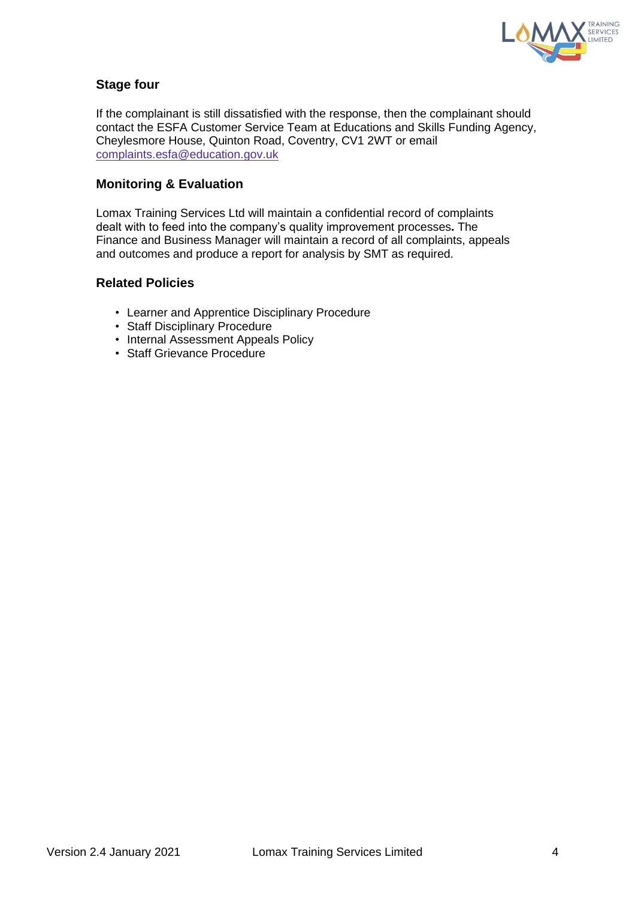### Stage four

If the complainant is still dissatisfied with the response, then the complainant should contact the ESFA Customer Service Team at Educations and Skills Funding Agency, Cheylesmore House, Quinton Road, Coventry, CV1 2WT or email complaints.esfa@education.gov.uk

### Monitoring & Evaluation

Lomax Training Services Ltd will maintain a confidential record of complaints dealt with to feed into the company's quality improvement processes**.** The Finance and Business Manager will maintain a record of all complaints, appeals and outcomes and produce a report for analysis by SMT as required.

### Related Policies

- Learner and Apprentice Disciplinary Procedure
- Staff Disciplinary Procedure
- Internal Assessment Appeals Policy
- Staff Grievance Procedure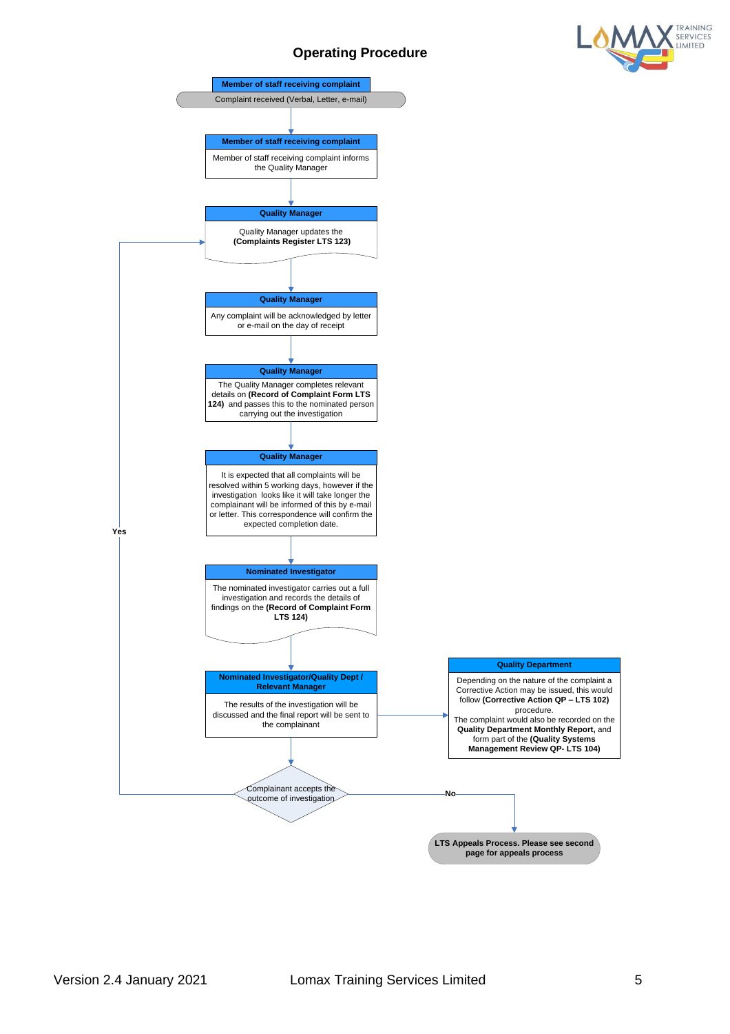# Operating Procedure

**Member of staff receiving complaint**

Complaint received (Verbal, Letter, e-mail)

↓

**Member of staff receiving complaint**

Member of staff receiving complaint informs the Quality Manager

↓

**Quality Manager**

Quality Manager updates the **(Complaints Register LTS 123)**

↓

**Quality Manager**

Any complaint will be acknowledged by letter or e-mail on the day of receipt

↓

**Quality Manager**

The Quality Manager completes relevant details on **(Record of Complaint Form LTS 124)** and passes this to the nominated person carrying out the investigation

↓

**Quality Manager**

It is expected that all complaints will be resolved within 5 working days, however if the investigation looks like it will take longer the complainant will be informed of this by e-mail or letter. This correspondence will confirm the expected completion date.

↓

**Nominated Investigator**

The nominated investigator carries out a full investigation and records the details of findings on the **(Record of Complaint Form LTS 124)**

↓

**Nominated Investigator/Quality Dept / Relevant Manager**

The results of the investigation will be discussed and the final report will be sent to the complainant

→ **Quality Department**

Depending on the nature of the complaint a Corrective Action may be issued, this would follow **(Corrective Action QP – LTS 102)** procedure.
The complaint would also be recorded on the **Quality Department Monthly Report,** and form part of the **(Quality Systems Management Review QP- LTS 104)**

↓

Complainant accepts the outcome of investigation

- **Yes** → returns to Quality Manager updates the (Complaints Register LTS 123)
- **No** → **LTS Appeals Process. Please see second page for appeals process**

Version 2.4 January 2021 Lomax Training Services Limited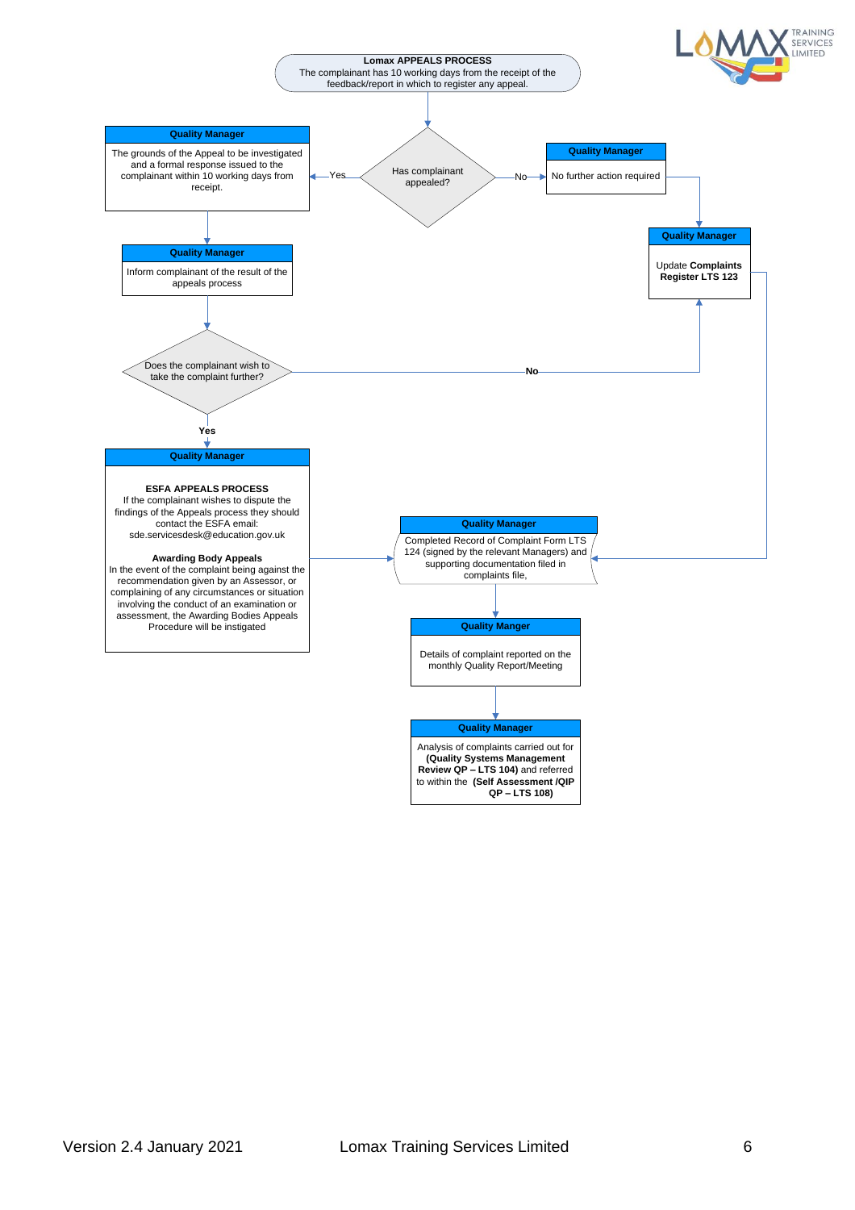**Lomax APPEALS PROCESS**
The complainant has 10 working days from the receipt of the feedback/report in which to register any appeal.

Has complainant appealed?

Yes

**Quality Manager**
The grounds of the Appeal to be investigated and a formal response issued to the complainant within 10 working days from receipt.

No

**Quality Manager**
No further action required

**Quality Manager**
Update **Complaints Register LTS 123**

**Quality Manager**
Inform complainant of the result of the appeals process

Does the complainant wish to take the complaint further?

**No**

**Yes**

**Quality Manager**

**ESFA APPEALS PROCESS**
If the complainant wishes to dispute the findings of the Appeals process they should contact the ESFA email: sde.servicesdesk@education.gov.uk

**Awarding Body Appeals**
In the event of the complaint being against the recommendation given by an Assessor, or complaining of any circumstances or situation involving the conduct of an examination or assessment, the Awarding Bodies Appeals Procedure will be instigated

**Quality Manager**
Completed Record of Complaint Form LTS 124 (signed by the relevant Managers) and supporting documentation filed in complaints file,

**Quality Manger**
Details of complaint reported on the monthly Quality Report/Meeting

**Quality Manager**
Analysis of complaints carried out for **(Quality Systems Management Review QP – LTS 104)** and referred to within the **(Self Assessment /QIP QP – LTS 108)**

Version 2.4 January 2021 Lomax Training Services Limited